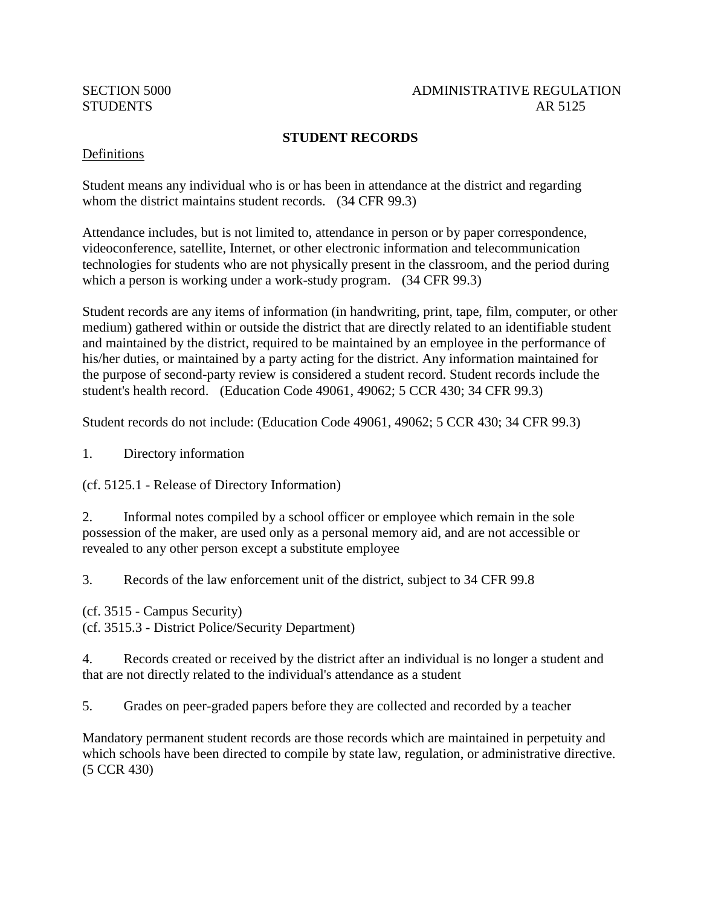SECTION 5000 — ADMINISTRATIVE REGULATION
STUDENTS — AR 5125

# STUDENT RECORDS

## Definitions

Student means any individual who is or has been in attendance at the district and regarding whom the district maintains student records. (34 CFR 99.3)

Attendance includes, but is not limited to, attendance in person or by paper correspondence, videoconference, satellite, Internet, or other electronic information and telecommunication technologies for students who are not physically present in the classroom, and the period during which a person is working under a work-study program. (34 CFR 99.3)

Student records are any items of information (in handwriting, print, tape, film, computer, or other medium) gathered within or outside the district that are directly related to an identifiable student and maintained by the district, required to be maintained by an employee in the performance of his/her duties, or maintained by a party acting for the district. Any information maintained for the purpose of second-party review is considered a student record. Student records include the student's health record. (Education Code 49061, 49062; 5 CCR 430; 34 CFR 99.3)

Student records do not include: (Education Code 49061, 49062; 5 CCR 430; 34 CFR 99.3)

1. Directory information

(cf. 5125.1 - Release of Directory Information)

2. Informal notes compiled by a school officer or employee which remain in the sole possession of the maker, are used only as a personal memory aid, and are not accessible or revealed to any other person except a substitute employee

3. Records of the law enforcement unit of the district, subject to 34 CFR 99.8

(cf. 3515 - Campus Security)
(cf. 3515.3 - District Police/Security Department)

4. Records created or received by the district after an individual is no longer a student and that are not directly related to the individual's attendance as a student

5. Grades on peer-graded papers before they are collected and recorded by a teacher

Mandatory permanent student records are those records which are maintained in perpetuity and which schools have been directed to compile by state law, regulation, or administrative directive. (5 CCR 430)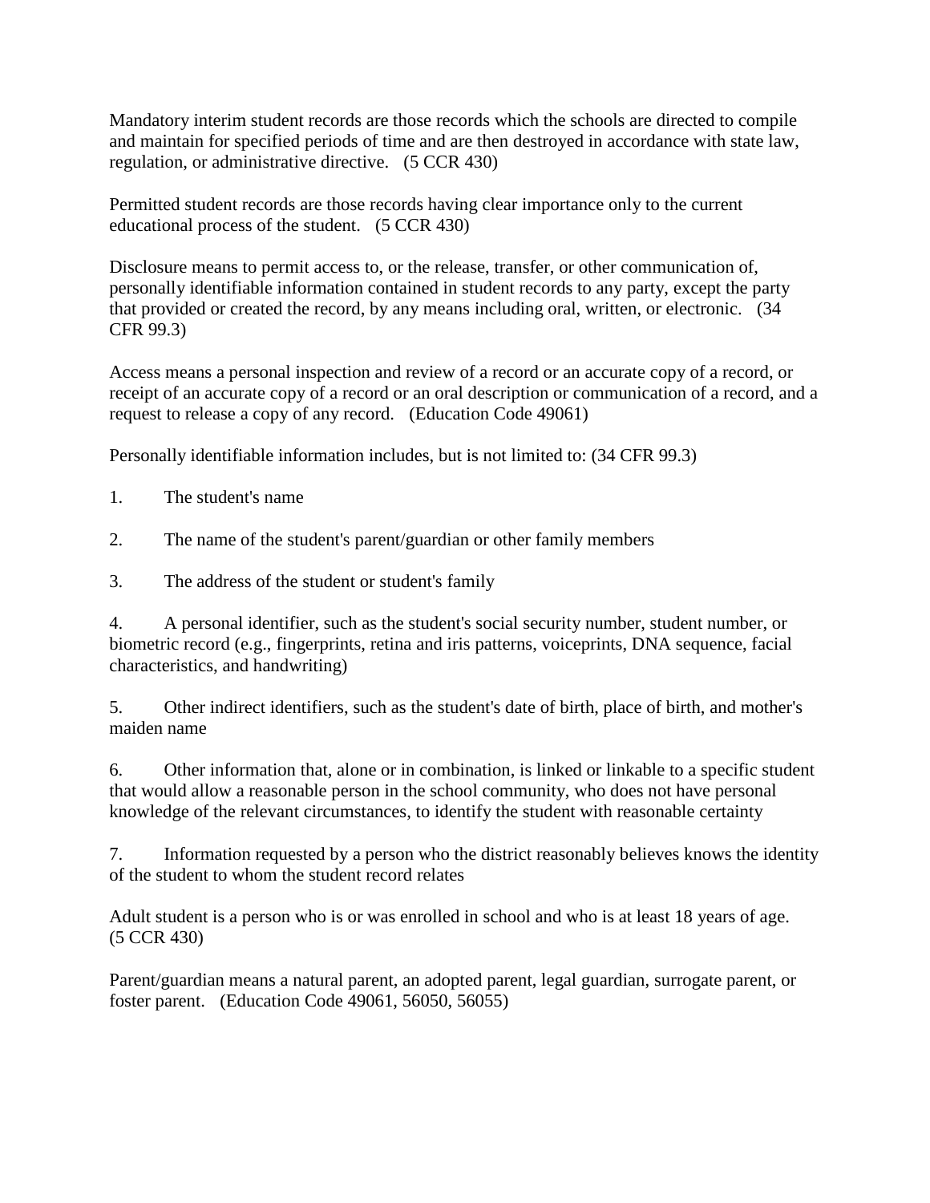Mandatory interim student records are those records which the schools are directed to compile and maintain for specified periods of time and are then destroyed in accordance with state law, regulation, or administrative directive. (5 CCR 430)

Permitted student records are those records having clear importance only to the current educational process of the student. (5 CCR 430)

Disclosure means to permit access to, or the release, transfer, or other communication of, personally identifiable information contained in student records to any party, except the party that provided or created the record, by any means including oral, written, or electronic. (34 CFR 99.3)

Access means a personal inspection and review of a record or an accurate copy of a record, or receipt of an accurate copy of a record or an oral description or communication of a record, and a request to release a copy of any record. (Education Code 49061)

Personally identifiable information includes, but is not limited to: (34 CFR 99.3)

1. The student's name

2. The name of the student's parent/guardian or other family members

3. The address of the student or student's family

4. A personal identifier, such as the student's social security number, student number, or biometric record (e.g., fingerprints, retina and iris patterns, voiceprints, DNA sequence, facial characteristics, and handwriting)

5. Other indirect identifiers, such as the student's date of birth, place of birth, and mother's maiden name

6. Other information that, alone or in combination, is linked or linkable to a specific student that would allow a reasonable person in the school community, who does not have personal knowledge of the relevant circumstances, to identify the student with reasonable certainty

7. Information requested by a person who the district reasonably believes knows the identity of the student to whom the student record relates

Adult student is a person who is or was enrolled in school and who is at least 18 years of age. (5 CCR 430)

Parent/guardian means a natural parent, an adopted parent, legal guardian, surrogate parent, or foster parent. (Education Code 49061, 56050, 56055)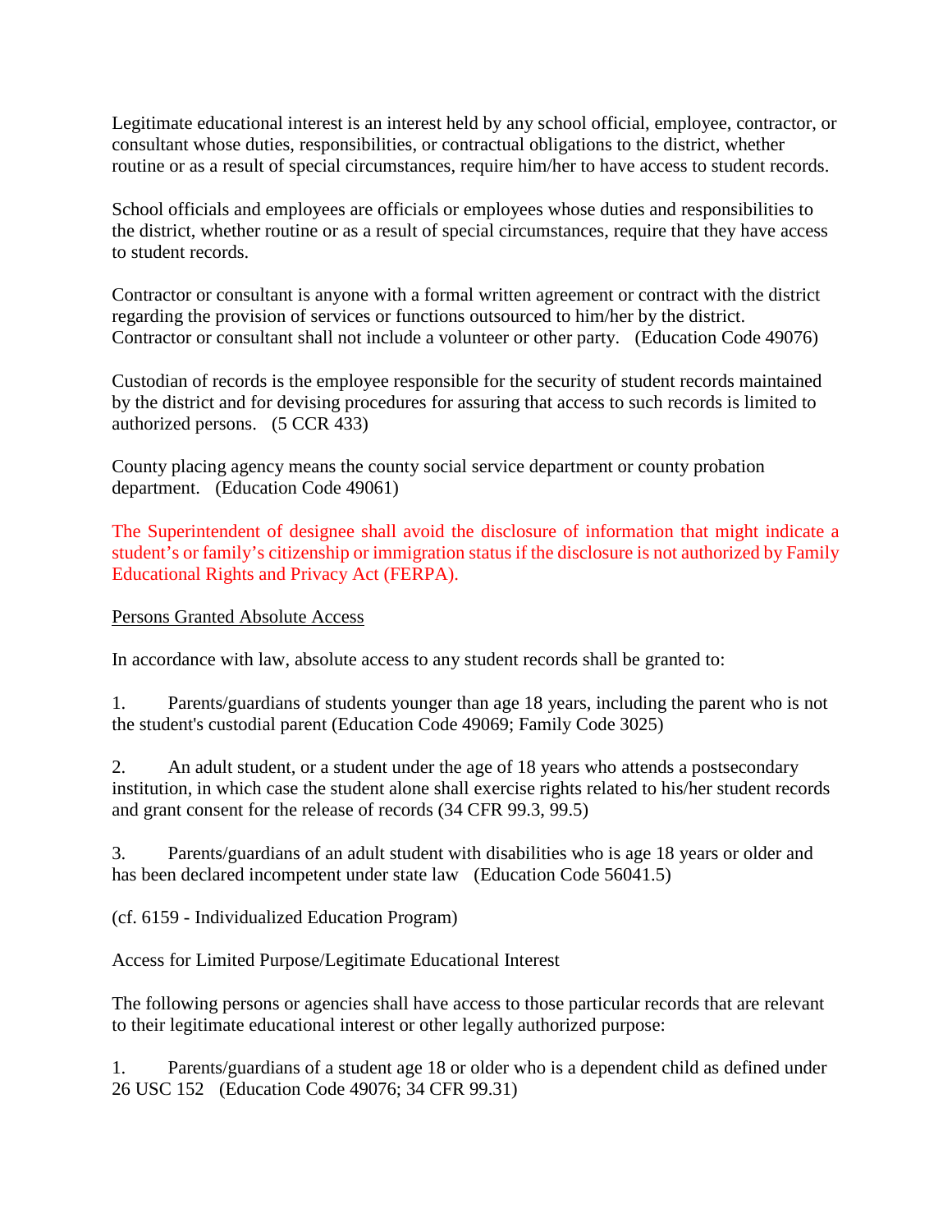Legitimate educational interest is an interest held by any school official, employee, contractor, or consultant whose duties, responsibilities, or contractual obligations to the district, whether routine or as a result of special circumstances, require him/her to have access to student records.

School officials and employees are officials or employees whose duties and responsibilities to the district, whether routine or as a result of special circumstances, require that they have access to student records.

Contractor or consultant is anyone with a formal written agreement or contract with the district regarding the provision of services or functions outsourced to him/her by the district. Contractor or consultant shall not include a volunteer or other party. (Education Code 49076)

Custodian of records is the employee responsible for the security of student records maintained by the district and for devising procedures for assuring that access to such records is limited to authorized persons. (5 CCR 433)

County placing agency means the county social service department or county probation department. (Education Code 49061)

The Superintendent of designee shall avoid the disclosure of information that might indicate a student's or family's citizenship or immigration status if the disclosure is not authorized by Family Educational Rights and Privacy Act (FERPA).

Persons Granted Absolute Access

In accordance with law, absolute access to any student records shall be granted to:

1. Parents/guardians of students younger than age 18 years, including the parent who is not the student's custodial parent (Education Code 49069; Family Code 3025)

2. An adult student, or a student under the age of 18 years who attends a postsecondary institution, in which case the student alone shall exercise rights related to his/her student records and grant consent for the release of records (34 CFR 99.3, 99.5)

3. Parents/guardians of an adult student with disabilities who is age 18 years or older and has been declared incompetent under state law (Education Code 56041.5)

(cf. 6159 - Individualized Education Program)

Access for Limited Purpose/Legitimate Educational Interest

The following persons or agencies shall have access to those particular records that are relevant to their legitimate educational interest or other legally authorized purpose:

1. Parents/guardians of a student age 18 or older who is a dependent child as defined under 26 USC 152 (Education Code 49076; 34 CFR 99.31)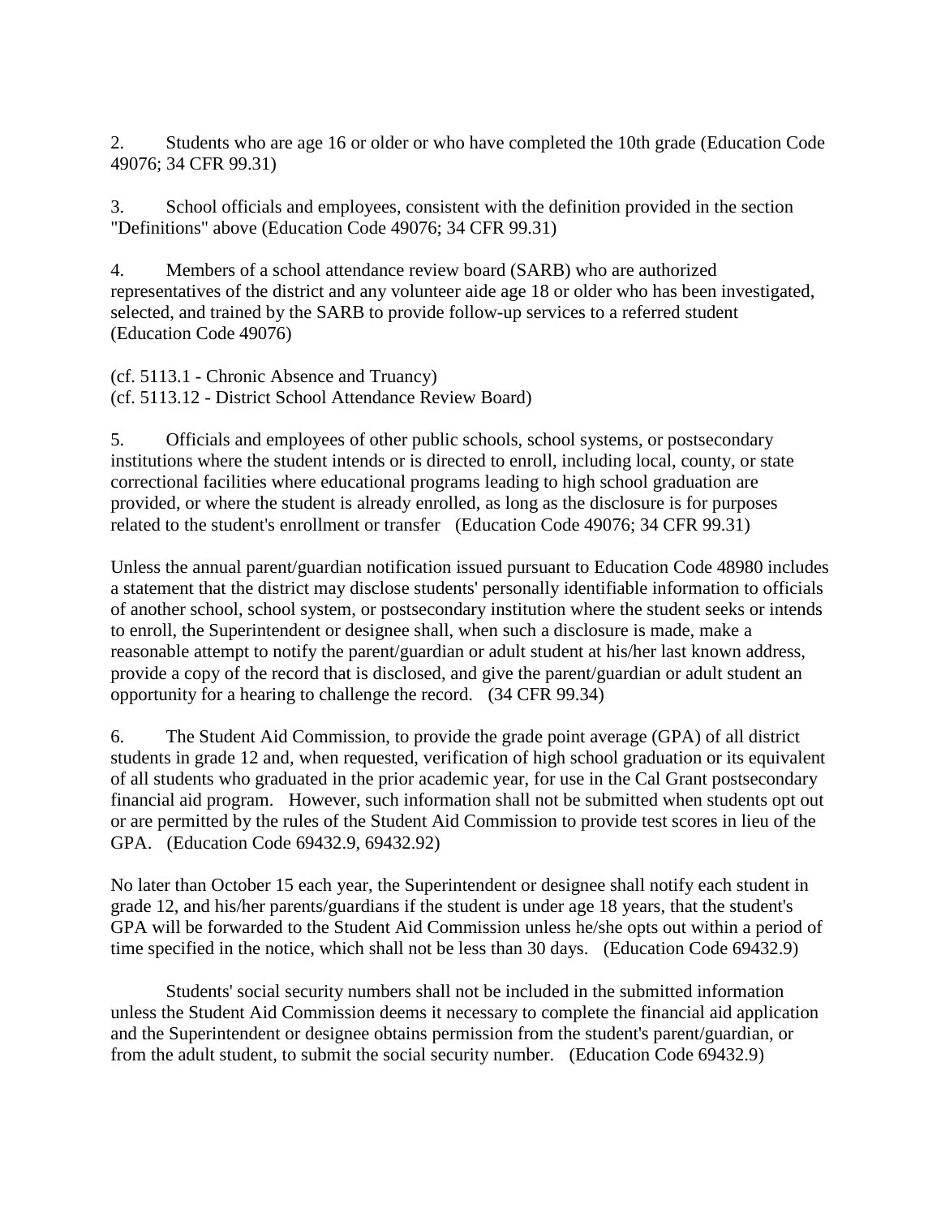2. Students who are age 16 or older or who have completed the 10th grade (Education Code 49076; 34 CFR 99.31)

3. School officials and employees, consistent with the definition provided in the section "Definitions" above (Education Code 49076; 34 CFR 99.31)

4. Members of a school attendance review board (SARB) who are authorized representatives of the district and any volunteer aide age 18 or older who has been investigated, selected, and trained by the SARB to provide follow-up services to a referred student (Education Code 49076)

(cf. 5113.1 - Chronic Absence and Truancy)
(cf. 5113.12 - District School Attendance Review Board)

5. Officials and employees of other public schools, school systems, or postsecondary institutions where the student intends or is directed to enroll, including local, county, or state correctional facilities where educational programs leading to high school graduation are provided, or where the student is already enrolled, as long as the disclosure is for purposes related to the student's enrollment or transfer (Education Code 49076; 34 CFR 99.31)

Unless the annual parent/guardian notification issued pursuant to Education Code 48980 includes a statement that the district may disclose students' personally identifiable information to officials of another school, school system, or postsecondary institution where the student seeks or intends to enroll, the Superintendent or designee shall, when such a disclosure is made, make a reasonable attempt to notify the parent/guardian or adult student at his/her last known address, provide a copy of the record that is disclosed, and give the parent/guardian or adult student an opportunity for a hearing to challenge the record. (34 CFR 99.34)

6. The Student Aid Commission, to provide the grade point average (GPA) of all district students in grade 12 and, when requested, verification of high school graduation or its equivalent of all students who graduated in the prior academic year, for use in the Cal Grant postsecondary financial aid program. However, such information shall not be submitted when students opt out or are permitted by the rules of the Student Aid Commission to provide test scores in lieu of the GPA. (Education Code 69432.9, 69432.92)

No later than October 15 each year, the Superintendent or designee shall notify each student in grade 12, and his/her parents/guardians if the student is under age 18 years, that the student's GPA will be forwarded to the Student Aid Commission unless he/she opts out within a period of time specified in the notice, which shall not be less than 30 days. (Education Code 69432.9)

Students' social security numbers shall not be included in the submitted information unless the Student Aid Commission deems it necessary to complete the financial aid application and the Superintendent or designee obtains permission from the student's parent/guardian, or from the adult student, to submit the social security number. (Education Code 69432.9)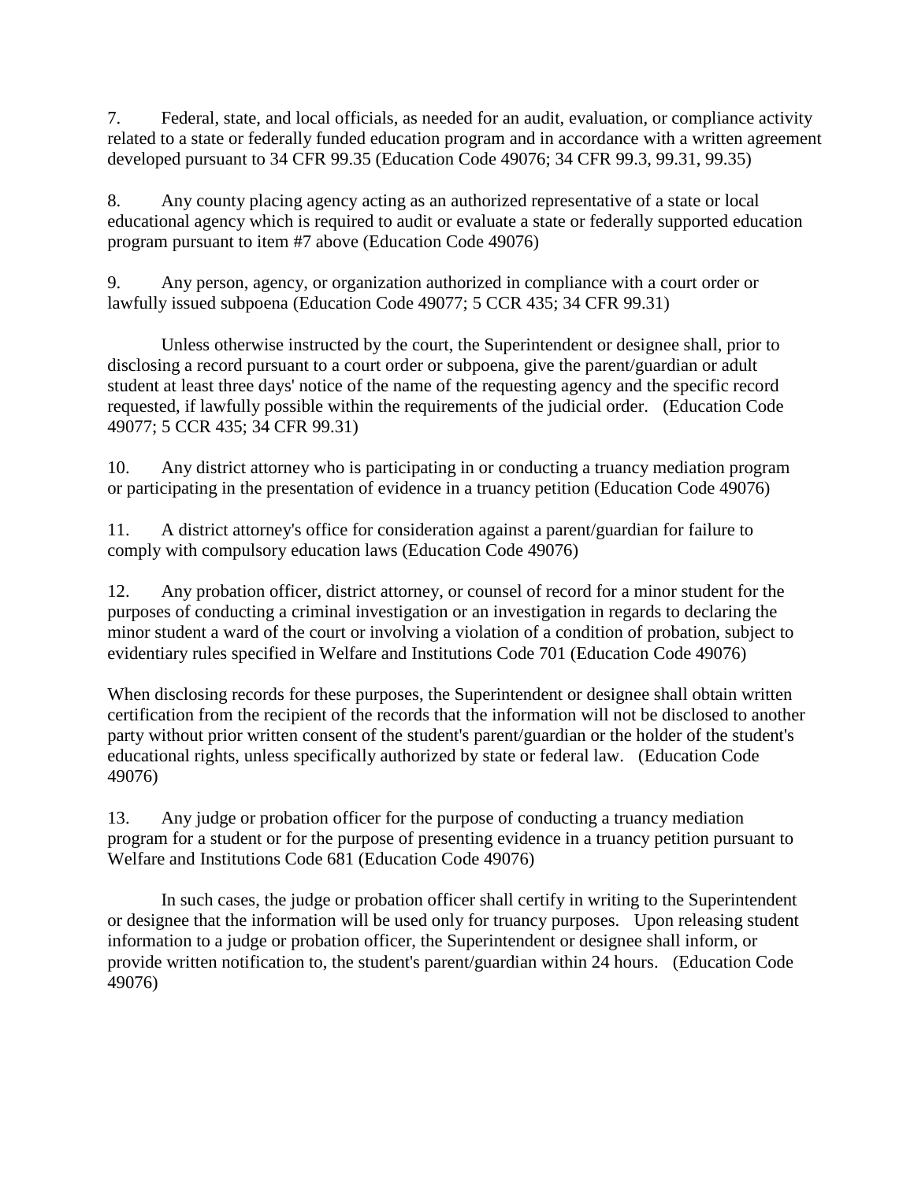7. Federal, state, and local officials, as needed for an audit, evaluation, or compliance activity related to a state or federally funded education program and in accordance with a written agreement developed pursuant to 34 CFR 99.35 (Education Code 49076; 34 CFR 99.3, 99.31, 99.35)

8. Any county placing agency acting as an authorized representative of a state or local educational agency which is required to audit or evaluate a state or federally supported education program pursuant to item #7 above (Education Code 49076)

9. Any person, agency, or organization authorized in compliance with a court order or lawfully issued subpoena (Education Code 49077; 5 CCR 435; 34 CFR 99.31)

   Unless otherwise instructed by the court, the Superintendent or designee shall, prior to disclosing a record pursuant to a court order or subpoena, give the parent/guardian or adult student at least three days' notice of the name of the requesting agency and the specific record requested, if lawfully possible within the requirements of the judicial order. (Education Code 49077; 5 CCR 435; 34 CFR 99.31)

10. Any district attorney who is participating in or conducting a truancy mediation program or participating in the presentation of evidence in a truancy petition (Education Code 49076)

11. A district attorney's office for consideration against a parent/guardian for failure to comply with compulsory education laws (Education Code 49076)

12. Any probation officer, district attorney, or counsel of record for a minor student for the purposes of conducting a criminal investigation or an investigation in regards to declaring the minor student a ward of the court or involving a violation of a condition of probation, subject to evidentiary rules specified in Welfare and Institutions Code 701 (Education Code 49076)

When disclosing records for these purposes, the Superintendent or designee shall obtain written certification from the recipient of the records that the information will not be disclosed to another party without prior written consent of the student's parent/guardian or the holder of the student's educational rights, unless specifically authorized by state or federal law. (Education Code 49076)

13. Any judge or probation officer for the purpose of conducting a truancy mediation program for a student or for the purpose of presenting evidence in a truancy petition pursuant to Welfare and Institutions Code 681 (Education Code 49076)

   In such cases, the judge or probation officer shall certify in writing to the Superintendent or designee that the information will be used only for truancy purposes. Upon releasing student information to a judge or probation officer, the Superintendent or designee shall inform, or provide written notification to, the student's parent/guardian within 24 hours. (Education Code 49076)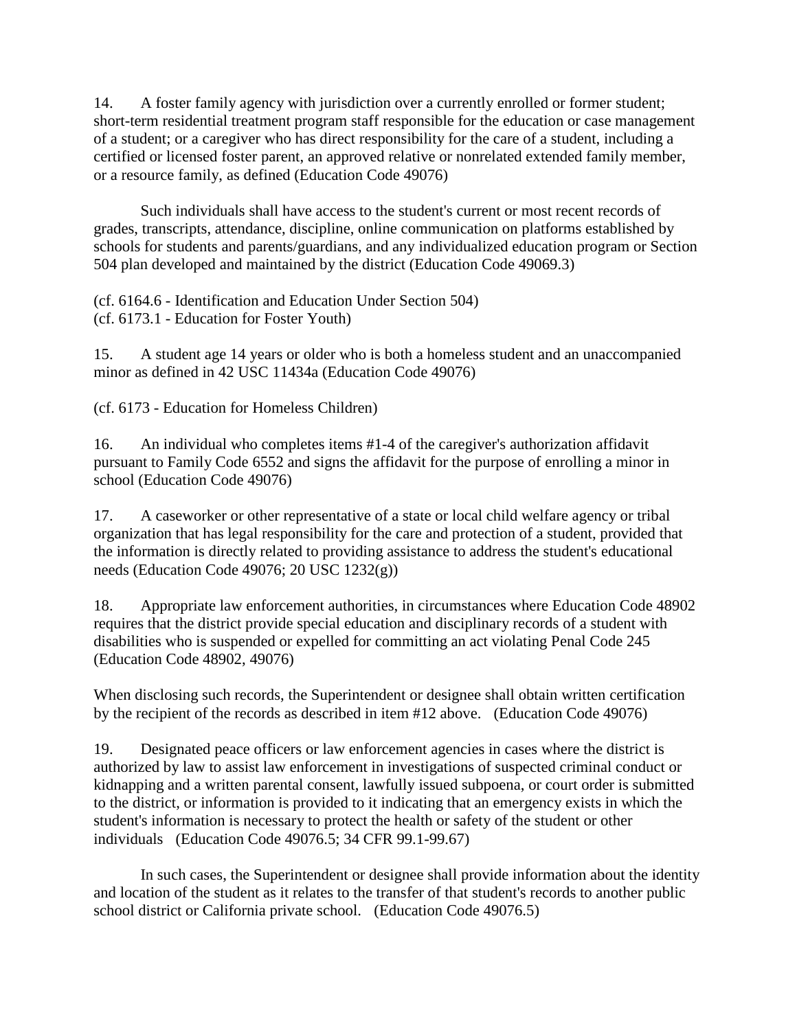14. A foster family agency with jurisdiction over a currently enrolled or former student; short-term residential treatment program staff responsible for the education or case management of a student; or a caregiver who has direct responsibility for the care of a student, including a certified or licensed foster parent, an approved relative or nonrelated extended family member, or a resource family, as defined (Education Code 49076)

    Such individuals shall have access to the student's current or most recent records of grades, transcripts, attendance, discipline, online communication on platforms established by schools for students and parents/guardians, and any individualized education program or Section 504 plan developed and maintained by the district (Education Code 49069.3)

(cf. 6164.6 - Identification and Education Under Section 504)
(cf. 6173.1 - Education for Foster Youth)

15. A student age 14 years or older who is both a homeless student and an unaccompanied minor as defined in 42 USC 11434a (Education Code 49076)

(cf. 6173 - Education for Homeless Children)

16. An individual who completes items #1-4 of the caregiver's authorization affidavit pursuant to Family Code 6552 and signs the affidavit for the purpose of enrolling a minor in school (Education Code 49076)

17. A caseworker or other representative of a state or local child welfare agency or tribal organization that has legal responsibility for the care and protection of a student, provided that the information is directly related to providing assistance to address the student's educational needs (Education Code 49076; 20 USC 1232(g))

18. Appropriate law enforcement authorities, in circumstances where Education Code 48902 requires that the district provide special education and disciplinary records of a student with disabilities who is suspended or expelled for committing an act violating Penal Code 245 (Education Code 48902, 49076)

When disclosing such records, the Superintendent or designee shall obtain written certification by the recipient of the records as described in item #12 above. (Education Code 49076)

19. Designated peace officers or law enforcement agencies in cases where the district is authorized by law to assist law enforcement in investigations of suspected criminal conduct or kidnapping and a written parental consent, lawfully issued subpoena, or court order is submitted to the district, or information is provided to it indicating that an emergency exists in which the student's information is necessary to protect the health or safety of the student or other individuals (Education Code 49076.5; 34 CFR 99.1-99.67)

    In such cases, the Superintendent or designee shall provide information about the identity and location of the student as it relates to the transfer of that student's records to another public school district or California private school. (Education Code 49076.5)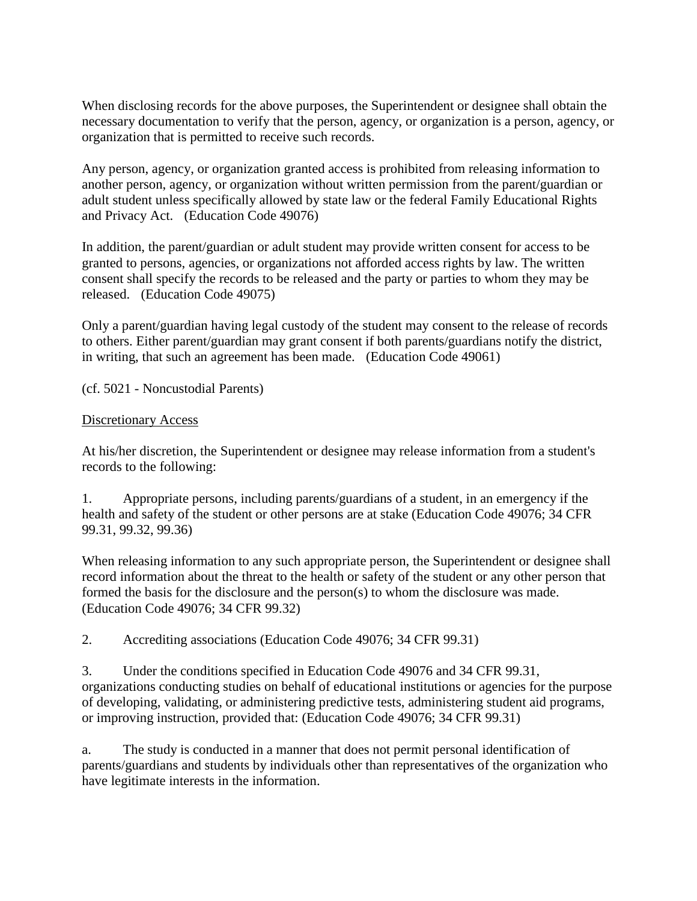When disclosing records for the above purposes, the Superintendent or designee shall obtain the necessary documentation to verify that the person, agency, or organization is a person, agency, or organization that is permitted to receive such records.

Any person, agency, or organization granted access is prohibited from releasing information to another person, agency, or organization without written permission from the parent/guardian or adult student unless specifically allowed by state law or the federal Family Educational Rights and Privacy Act. (Education Code 49076)

In addition, the parent/guardian or adult student may provide written consent for access to be granted to persons, agencies, or organizations not afforded access rights by law. The written consent shall specify the records to be released and the party or parties to whom they may be released. (Education Code 49075)

Only a parent/guardian having legal custody of the student may consent to the release of records to others. Either parent/guardian may grant consent if both parents/guardians notify the district, in writing, that such an agreement has been made. (Education Code 49061)

(cf. 5021 - Noncustodial Parents)

<u>Discretionary Access</u>

At his/her discretion, the Superintendent or designee may release information from a student's records to the following:

1. Appropriate persons, including parents/guardians of a student, in an emergency if the health and safety of the student or other persons are at stake (Education Code 49076; 34 CFR 99.31, 99.32, 99.36)

When releasing information to any such appropriate person, the Superintendent or designee shall record information about the threat to the health or safety of the student or any other person that formed the basis for the disclosure and the person(s) to whom the disclosure was made. (Education Code 49076; 34 CFR 99.32)

2. Accrediting associations (Education Code 49076; 34 CFR 99.31)

3. Under the conditions specified in Education Code 49076 and 34 CFR 99.31, organizations conducting studies on behalf of educational institutions or agencies for the purpose of developing, validating, or administering predictive tests, administering student aid programs, or improving instruction, provided that: (Education Code 49076; 34 CFR 99.31)

a. The study is conducted in a manner that does not permit personal identification of parents/guardians and students by individuals other than representatives of the organization who have legitimate interests in the information.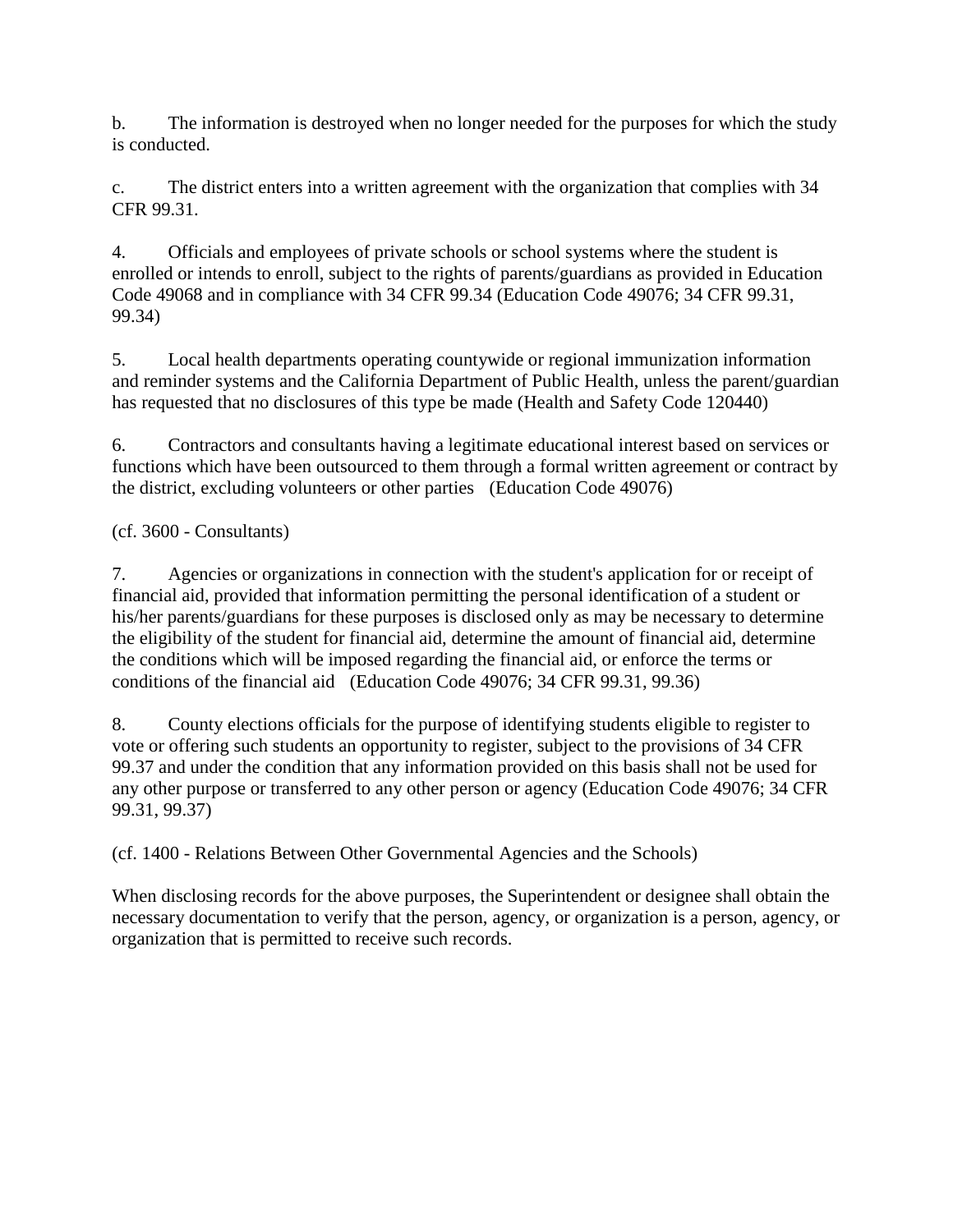b. The information is destroyed when no longer needed for the purposes for which the study is conducted.

c. The district enters into a written agreement with the organization that complies with 34 CFR 99.31.

4. Officials and employees of private schools or school systems where the student is enrolled or intends to enroll, subject to the rights of parents/guardians as provided in Education Code 49068 and in compliance with 34 CFR 99.34 (Education Code 49076; 34 CFR 99.31, 99.34)

5. Local health departments operating countywide or regional immunization information and reminder systems and the California Department of Public Health, unless the parent/guardian has requested that no disclosures of this type be made (Health and Safety Code 120440)

6. Contractors and consultants having a legitimate educational interest based on services or functions which have been outsourced to them through a formal written agreement or contract by the district, excluding volunteers or other parties (Education Code 49076)

(cf. 3600 - Consultants)

7. Agencies or organizations in connection with the student's application for or receipt of financial aid, provided that information permitting the personal identification of a student or his/her parents/guardians for these purposes is disclosed only as may be necessary to determine the eligibility of the student for financial aid, determine the amount of financial aid, determine the conditions which will be imposed regarding the financial aid, or enforce the terms or conditions of the financial aid (Education Code 49076; 34 CFR 99.31, 99.36)

8. County elections officials for the purpose of identifying students eligible to register to vote or offering such students an opportunity to register, subject to the provisions of 34 CFR 99.37 and under the condition that any information provided on this basis shall not be used for any other purpose or transferred to any other person or agency (Education Code 49076; 34 CFR 99.31, 99.37)

(cf. 1400 - Relations Between Other Governmental Agencies and the Schools)

When disclosing records for the above purposes, the Superintendent or designee shall obtain the necessary documentation to verify that the person, agency, or organization is a person, agency, or organization that is permitted to receive such records.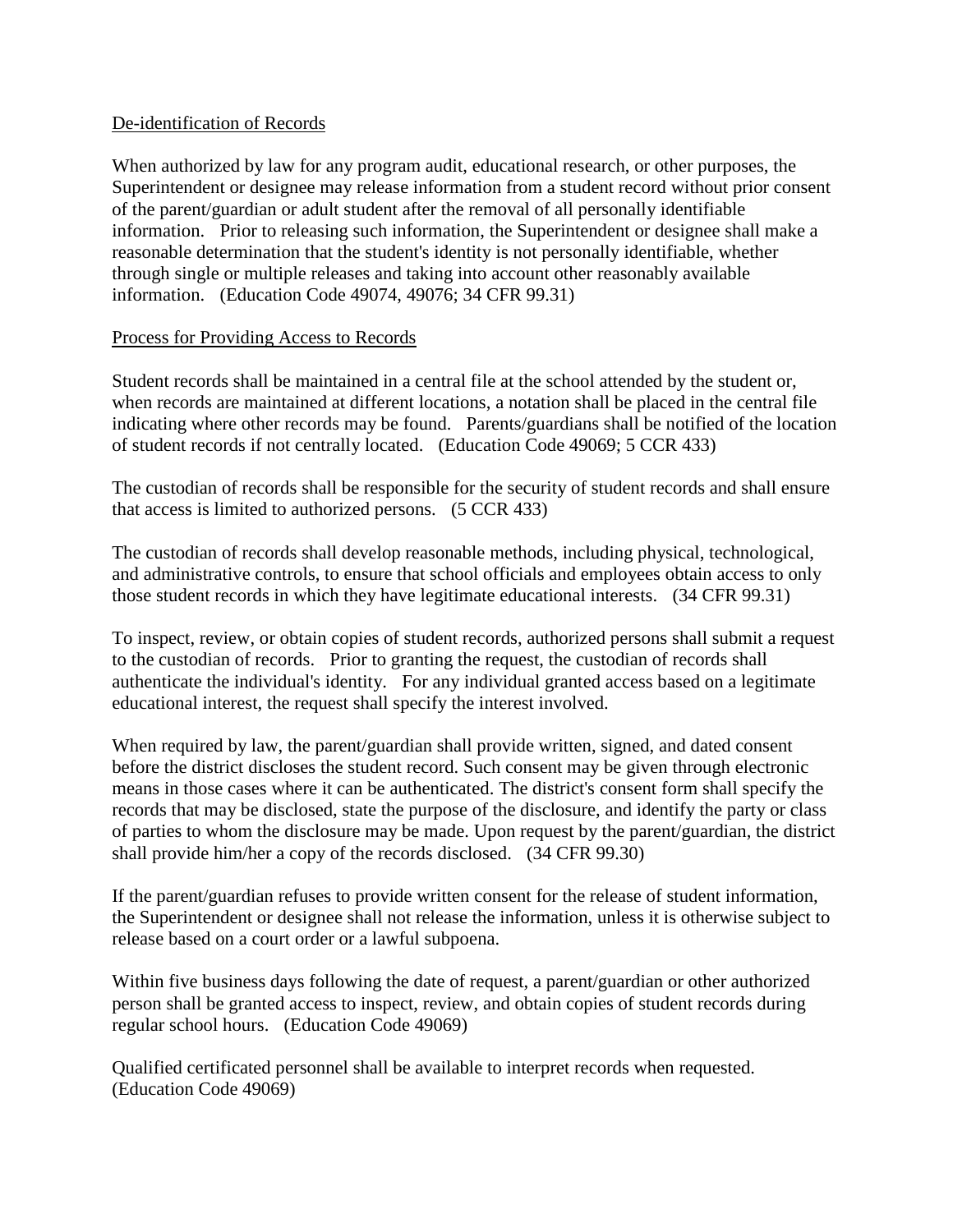## De-identification of Records

When authorized by law for any program audit, educational research, or other purposes, the Superintendent or designee may release information from a student record without prior consent of the parent/guardian or adult student after the removal of all personally identifiable information. Prior to releasing such information, the Superintendent or designee shall make a reasonable determination that the student's identity is not personally identifiable, whether through single or multiple releases and taking into account other reasonably available information. (Education Code 49074, 49076; 34 CFR 99.31)

## Process for Providing Access to Records

Student records shall be maintained in a central file at the school attended by the student or, when records are maintained at different locations, a notation shall be placed in the central file indicating where other records may be found. Parents/guardians shall be notified of the location of student records if not centrally located. (Education Code 49069; 5 CCR 433)

The custodian of records shall be responsible for the security of student records and shall ensure that access is limited to authorized persons. (5 CCR 433)

The custodian of records shall develop reasonable methods, including physical, technological, and administrative controls, to ensure that school officials and employees obtain access to only those student records in which they have legitimate educational interests. (34 CFR 99.31)

To inspect, review, or obtain copies of student records, authorized persons shall submit a request to the custodian of records. Prior to granting the request, the custodian of records shall authenticate the individual's identity. For any individual granted access based on a legitimate educational interest, the request shall specify the interest involved.

When required by law, the parent/guardian shall provide written, signed, and dated consent before the district discloses the student record. Such consent may be given through electronic means in those cases where it can be authenticated. The district's consent form shall specify the records that may be disclosed, state the purpose of the disclosure, and identify the party or class of parties to whom the disclosure may be made. Upon request by the parent/guardian, the district shall provide him/her a copy of the records disclosed. (34 CFR 99.30)

If the parent/guardian refuses to provide written consent for the release of student information, the Superintendent or designee shall not release the information, unless it is otherwise subject to release based on a court order or a lawful subpoena.

Within five business days following the date of request, a parent/guardian or other authorized person shall be granted access to inspect, review, and obtain copies of student records during regular school hours. (Education Code 49069)

Qualified certificated personnel shall be available to interpret records when requested. (Education Code 49069)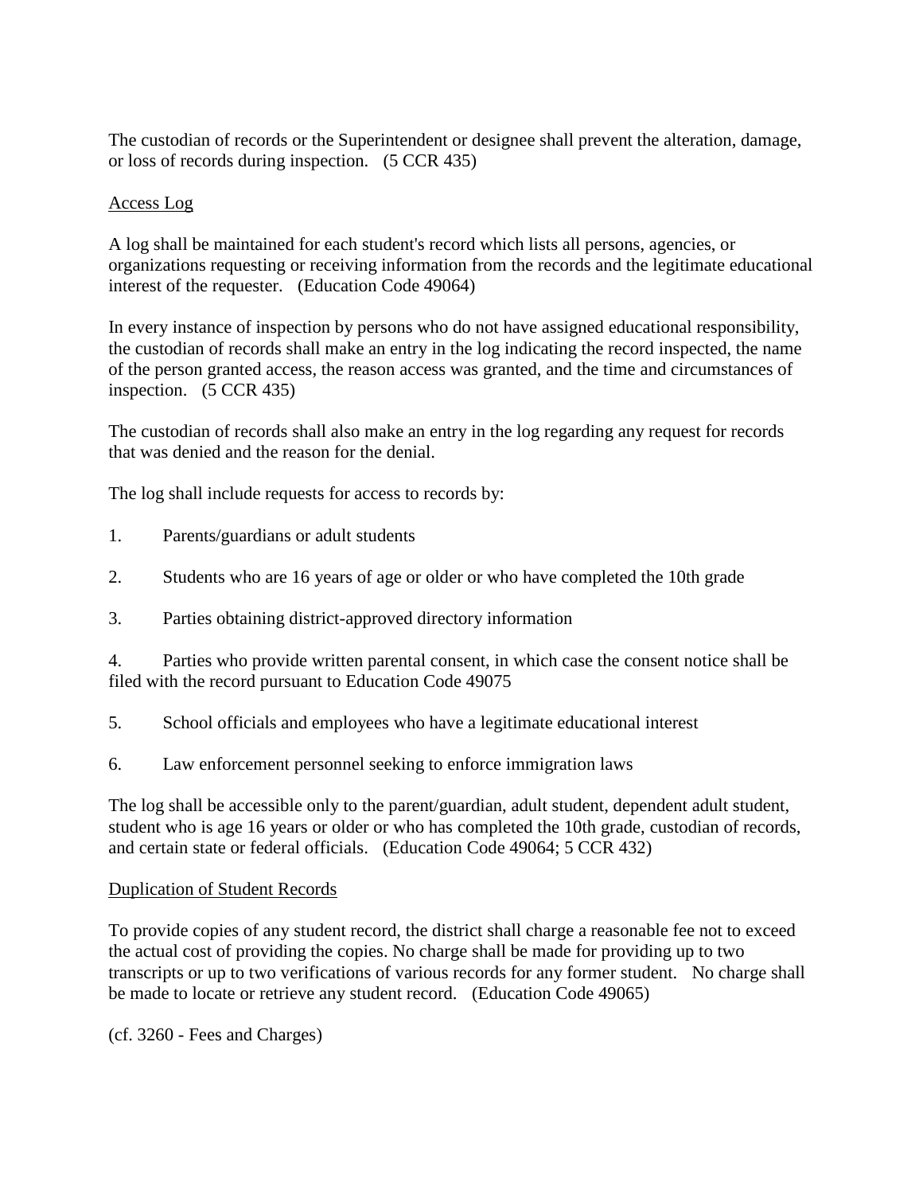The custodian of records or the Superintendent or designee shall prevent the alteration, damage, or loss of records during inspection. (5 CCR 435)

Access Log

A log shall be maintained for each student's record which lists all persons, agencies, or organizations requesting or receiving information from the records and the legitimate educational interest of the requester. (Education Code 49064)

In every instance of inspection by persons who do not have assigned educational responsibility, the custodian of records shall make an entry in the log indicating the record inspected, the name of the person granted access, the reason access was granted, and the time and circumstances of inspection. (5 CCR 435)

The custodian of records shall also make an entry in the log regarding any request for records that was denied and the reason for the denial.

The log shall include requests for access to records by:

1. Parents/guardians or adult students

2. Students who are 16 years of age or older or who have completed the 10th grade

3. Parties obtaining district-approved directory information

4. Parties who provide written parental consent, in which case the consent notice shall be filed with the record pursuant to Education Code 49075

5. School officials and employees who have a legitimate educational interest

6. Law enforcement personnel seeking to enforce immigration laws

The log shall be accessible only to the parent/guardian, adult student, dependent adult student, student who is age 16 years or older or who has completed the 10th grade, custodian of records, and certain state or federal officials. (Education Code 49064; 5 CCR 432)

Duplication of Student Records

To provide copies of any student record, the district shall charge a reasonable fee not to exceed the actual cost of providing the copies. No charge shall be made for providing up to two transcripts or up to two verifications of various records for any former student. No charge shall be made to locate or retrieve any student record. (Education Code 49065)

(cf. 3260 - Fees and Charges)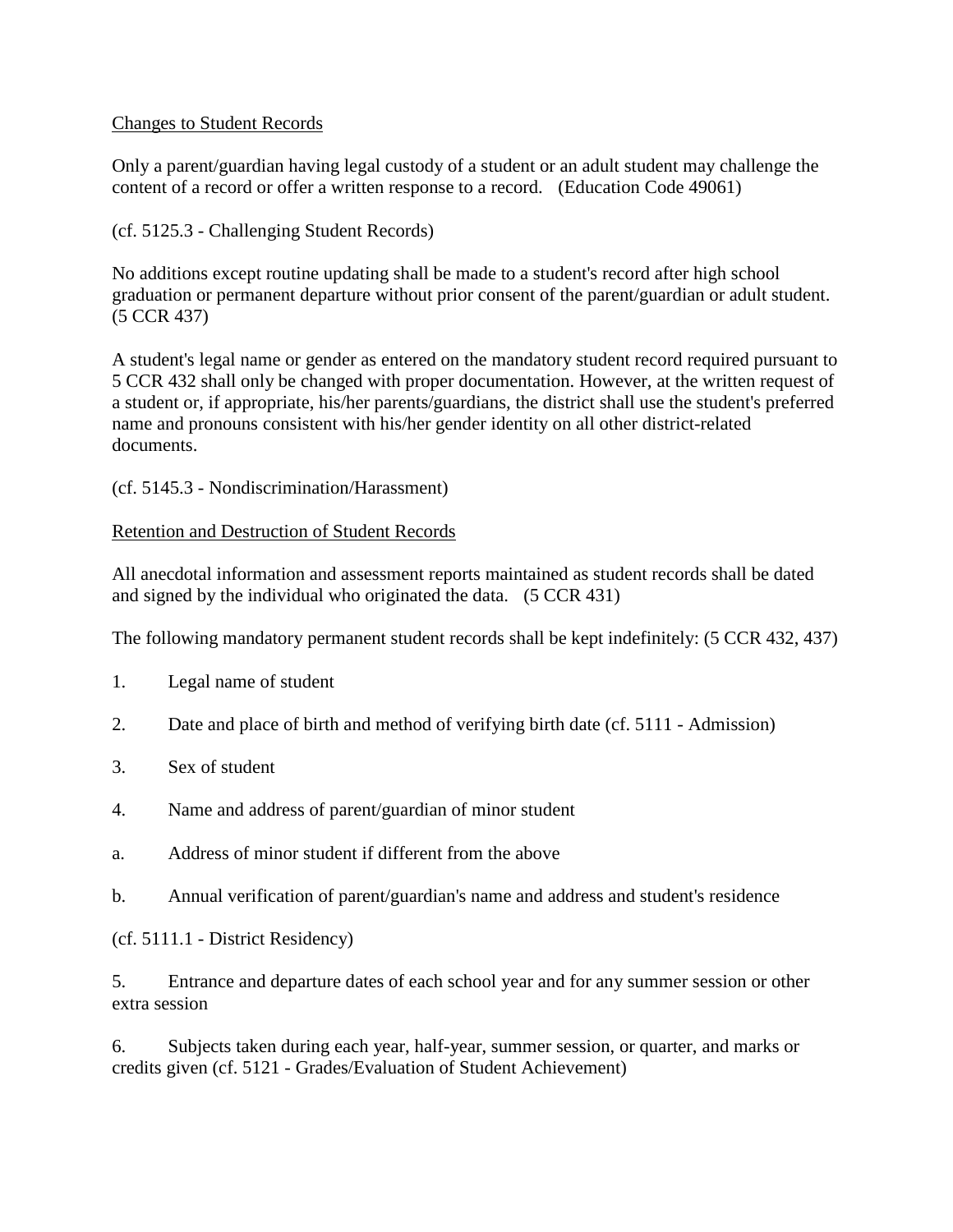Changes to Student Records

Only a parent/guardian having legal custody of a student or an adult student may challenge the content of a record or offer a written response to a record. (Education Code 49061)

(cf. 5125.3 - Challenging Student Records)

No additions except routine updating shall be made to a student's record after high school graduation or permanent departure without prior consent of the parent/guardian or adult student. (5 CCR 437)

A student's legal name or gender as entered on the mandatory student record required pursuant to 5 CCR 432 shall only be changed with proper documentation. However, at the written request of a student or, if appropriate, his/her parents/guardians, the district shall use the student's preferred name and pronouns consistent with his/her gender identity on all other district-related documents.

(cf. 5145.3 - Nondiscrimination/Harassment)

Retention and Destruction of Student Records

All anecdotal information and assessment reports maintained as student records shall be dated and signed by the individual who originated the data. (5 CCR 431)

The following mandatory permanent student records shall be kept indefinitely: (5 CCR 432, 437)

1. Legal name of student

2. Date and place of birth and method of verifying birth date (cf. 5111 - Admission)

3. Sex of student

4. Name and address of parent/guardian of minor student

a. Address of minor student if different from the above

b. Annual verification of parent/guardian's name and address and student's residence

(cf. 5111.1 - District Residency)

5. Entrance and departure dates of each school year and for any summer session or other extra session

6. Subjects taken during each year, half-year, summer session, or quarter, and marks or credits given (cf. 5121 - Grades/Evaluation of Student Achievement)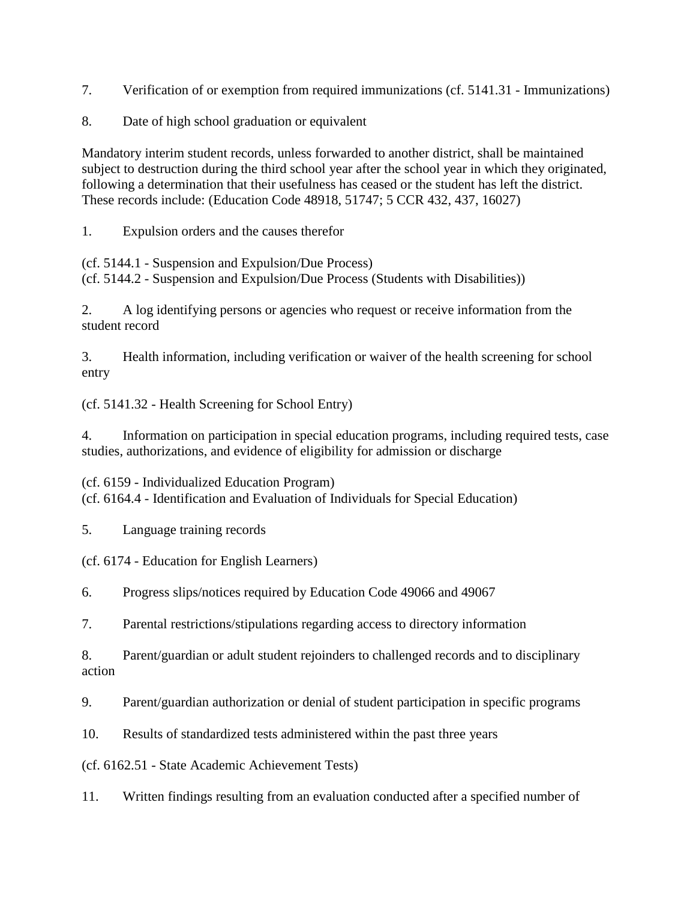7. Verification of or exemption from required immunizations (cf. 5141.31 - Immunizations)

8. Date of high school graduation or equivalent

Mandatory interim student records, unless forwarded to another district, shall be maintained subject to destruction during the third school year after the school year in which they originated, following a determination that their usefulness has ceased or the student has left the district. These records include: (Education Code 48918, 51747; 5 CCR 432, 437, 16027)

1. Expulsion orders and the causes therefor

(cf. 5144.1 - Suspension and Expulsion/Due Process)
(cf. 5144.2 - Suspension and Expulsion/Due Process (Students with Disabilities))

2. A log identifying persons or agencies who request or receive information from the student record

3. Health information, including verification or waiver of the health screening for school entry

(cf. 5141.32 - Health Screening for School Entry)

4. Information on participation in special education programs, including required tests, case studies, authorizations, and evidence of eligibility for admission or discharge

(cf. 6159 - Individualized Education Program)
(cf. 6164.4 - Identification and Evaluation of Individuals for Special Education)

5. Language training records

(cf. 6174 - Education for English Learners)

6. Progress slips/notices required by Education Code 49066 and 49067

7. Parental restrictions/stipulations regarding access to directory information

8. Parent/guardian or adult student rejoinders to challenged records and to disciplinary action

9. Parent/guardian authorization or denial of student participation in specific programs

10. Results of standardized tests administered within the past three years

(cf. 6162.51 - State Academic Achievement Tests)

11. Written findings resulting from an evaluation conducted after a specified number of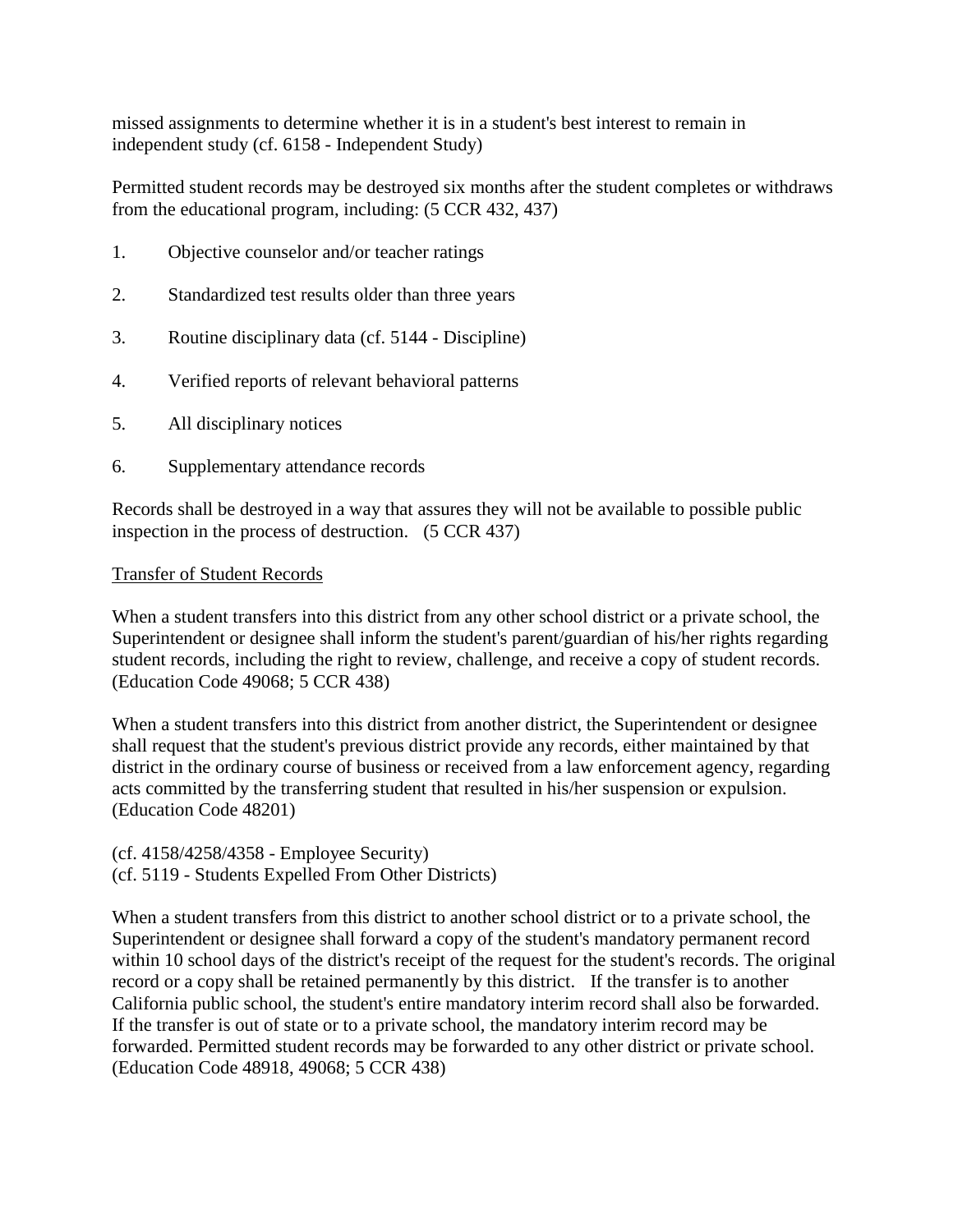missed assignments to determine whether it is in a student's best interest to remain in independent study (cf. 6158 - Independent Study)

Permitted student records may be destroyed six months after the student completes or withdraws from the educational program, including: (5 CCR 432, 437)

1. Objective counselor and/or teacher ratings

2. Standardized test results older than three years

3. Routine disciplinary data (cf. 5144 - Discipline)

4. Verified reports of relevant behavioral patterns

5. All disciplinary notices

6. Supplementary attendance records

Records shall be destroyed in a way that assures they will not be available to possible public inspection in the process of destruction. (5 CCR 437)

Transfer of Student Records

When a student transfers into this district from any other school district or a private school, the Superintendent or designee shall inform the student's parent/guardian of his/her rights regarding student records, including the right to review, challenge, and receive a copy of student records. (Education Code 49068; 5 CCR 438)

When a student transfers into this district from another district, the Superintendent or designee shall request that the student's previous district provide any records, either maintained by that district in the ordinary course of business or received from a law enforcement agency, regarding acts committed by the transferring student that resulted in his/her suspension or expulsion. (Education Code 48201)

(cf. 4158/4258/4358 - Employee Security)
(cf. 5119 - Students Expelled From Other Districts)

When a student transfers from this district to another school district or to a private school, the Superintendent or designee shall forward a copy of the student's mandatory permanent record within 10 school days of the district's receipt of the request for the student's records. The original record or a copy shall be retained permanently by this district. If the transfer is to another California public school, the student's entire mandatory interim record shall also be forwarded. If the transfer is out of state or to a private school, the mandatory interim record may be forwarded. Permitted student records may be forwarded to any other district or private school. (Education Code 48918, 49068; 5 CCR 438)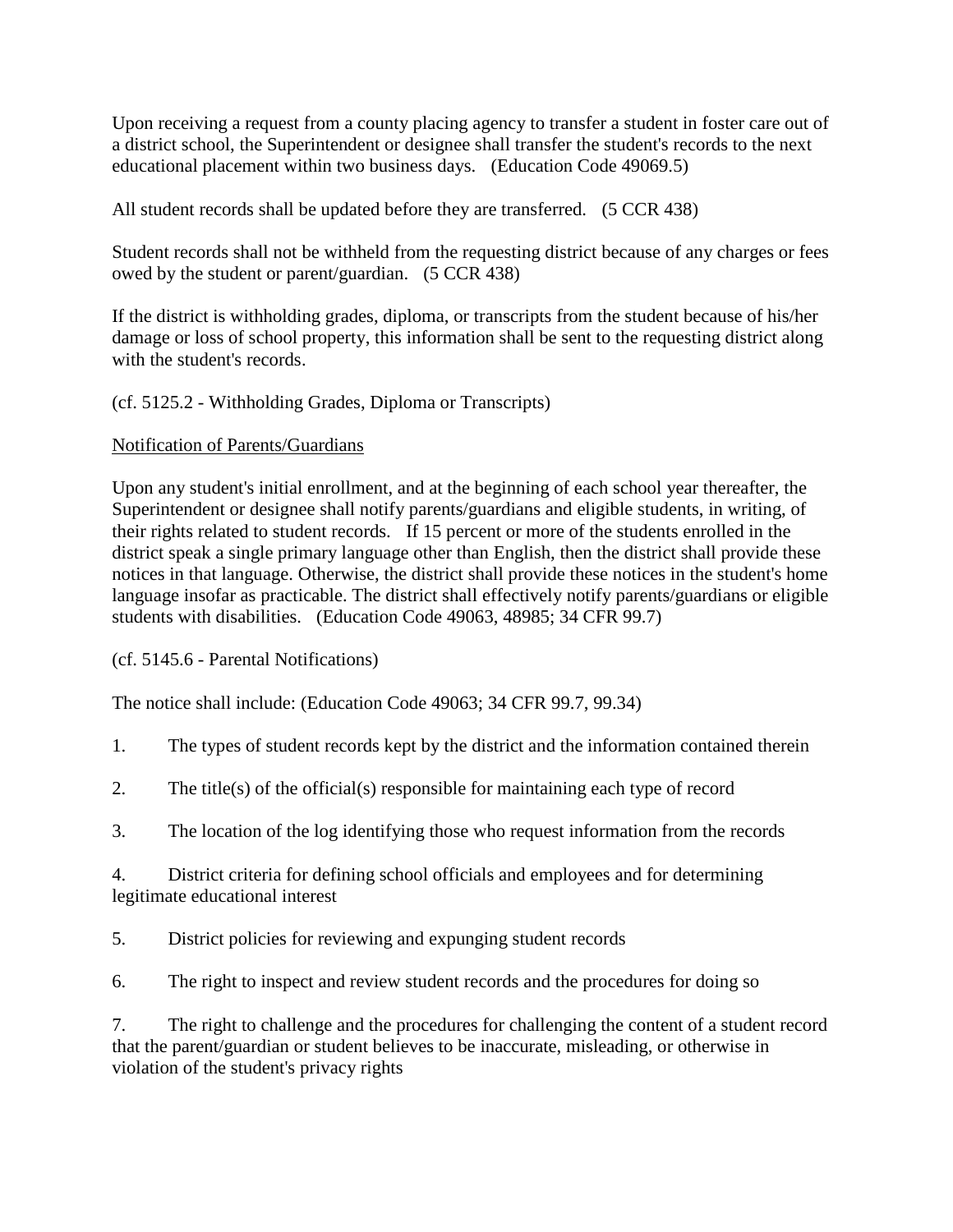Upon receiving a request from a county placing agency to transfer a student in foster care out of a district school, the Superintendent or designee shall transfer the student's records to the next educational placement within two business days. (Education Code 49069.5)

All student records shall be updated before they are transferred. (5 CCR 438)

Student records shall not be withheld from the requesting district because of any charges or fees owed by the student or parent/guardian. (5 CCR 438)

If the district is withholding grades, diploma, or transcripts from the student because of his/her damage or loss of school property, this information shall be sent to the requesting district along with the student's records.

(cf. 5125.2 - Withholding Grades, Diploma or Transcripts)

Notification of Parents/Guardians

Upon any student's initial enrollment, and at the beginning of each school year thereafter, the Superintendent or designee shall notify parents/guardians and eligible students, in writing, of their rights related to student records. If 15 percent or more of the students enrolled in the district speak a single primary language other than English, then the district shall provide these notices in that language. Otherwise, the district shall provide these notices in the student's home language insofar as practicable. The district shall effectively notify parents/guardians or eligible students with disabilities. (Education Code 49063, 48985; 34 CFR 99.7)

(cf. 5145.6 - Parental Notifications)

The notice shall include: (Education Code 49063; 34 CFR 99.7, 99.34)

1. The types of student records kept by the district and the information contained therein

2. The title(s) of the official(s) responsible for maintaining each type of record

3. The location of the log identifying those who request information from the records

4. District criteria for defining school officials and employees and for determining legitimate educational interest

5. District policies for reviewing and expunging student records

6. The right to inspect and review student records and the procedures for doing so

7. The right to challenge and the procedures for challenging the content of a student record that the parent/guardian or student believes to be inaccurate, misleading, or otherwise in violation of the student's privacy rights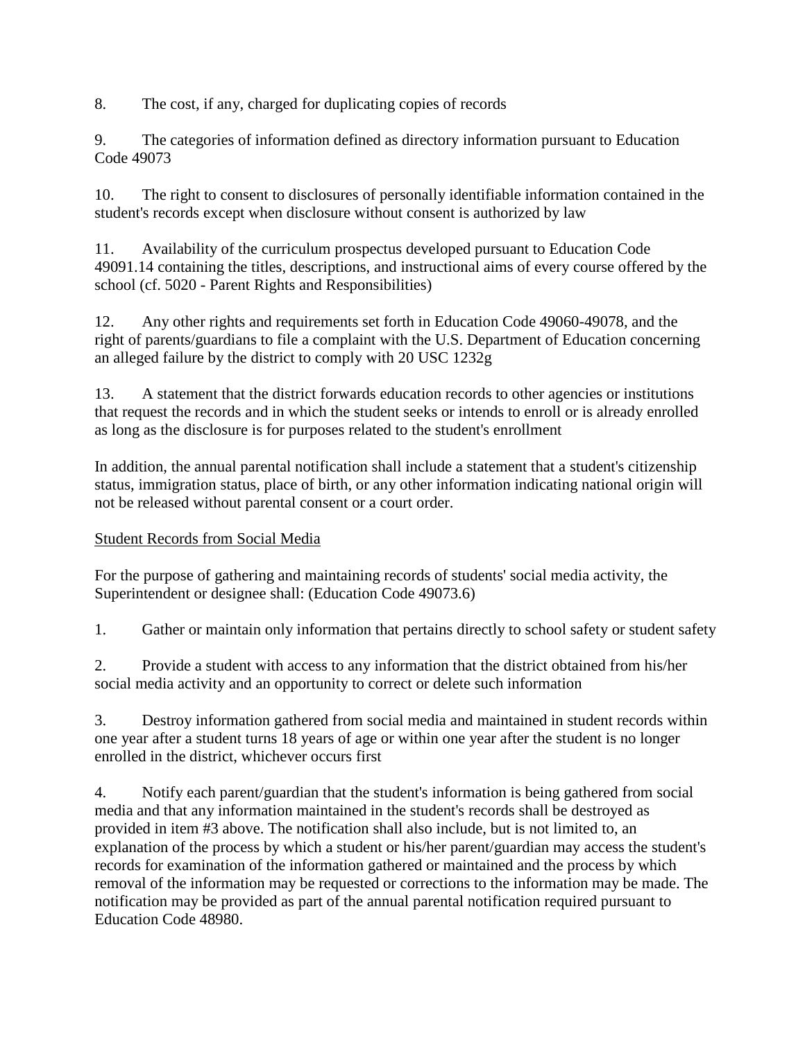8. The cost, if any, charged for duplicating copies of records

9. The categories of information defined as directory information pursuant to Education Code 49073

10. The right to consent to disclosures of personally identifiable information contained in the student's records except when disclosure without consent is authorized by law

11. Availability of the curriculum prospectus developed pursuant to Education Code 49091.14 containing the titles, descriptions, and instructional aims of every course offered by the school (cf. 5020 - Parent Rights and Responsibilities)

12. Any other rights and requirements set forth in Education Code 49060-49078, and the right of parents/guardians to file a complaint with the U.S. Department of Education concerning an alleged failure by the district to comply with 20 USC 1232g

13. A statement that the district forwards education records to other agencies or institutions that request the records and in which the student seeks or intends to enroll or is already enrolled as long as the disclosure is for purposes related to the student's enrollment

In addition, the annual parental notification shall include a statement that a student's citizenship status, immigration status, place of birth, or any other information indicating national origin will not be released without parental consent or a court order.

<u>Student Records from Social Media</u>

For the purpose of gathering and maintaining records of students' social media activity, the Superintendent or designee shall: (Education Code 49073.6)

1. Gather or maintain only information that pertains directly to school safety or student safety

2. Provide a student with access to any information that the district obtained from his/her social media activity and an opportunity to correct or delete such information

3. Destroy information gathered from social media and maintained in student records within one year after a student turns 18 years of age or within one year after the student is no longer enrolled in the district, whichever occurs first

4. Notify each parent/guardian that the student's information is being gathered from social media and that any information maintained in the student's records shall be destroyed as provided in item #3 above. The notification shall also include, but is not limited to, an explanation of the process by which a student or his/her parent/guardian may access the student's records for examination of the information gathered or maintained and the process by which removal of the information may be requested or corrections to the information may be made. The notification may be provided as part of the annual parental notification required pursuant to Education Code 48980.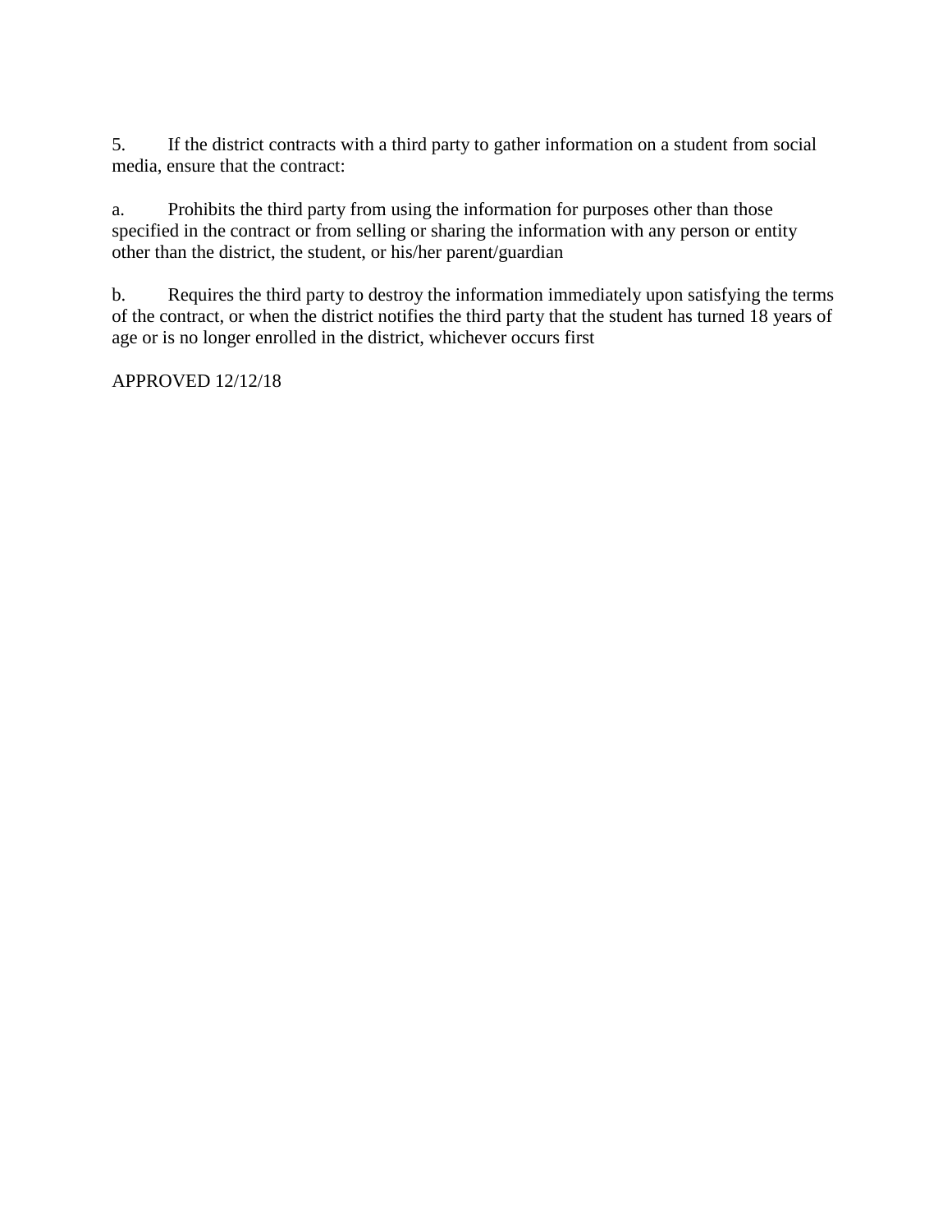5. If the district contracts with a third party to gather information on a student from social media, ensure that the contract:

a. Prohibits the third party from using the information for purposes other than those specified in the contract or from selling or sharing the information with any person or entity other than the district, the student, or his/her parent/guardian

b. Requires the third party to destroy the information immediately upon satisfying the terms of the contract, or when the district notifies the third party that the student has turned 18 years of age or is no longer enrolled in the district, whichever occurs first

APPROVED 12/12/18